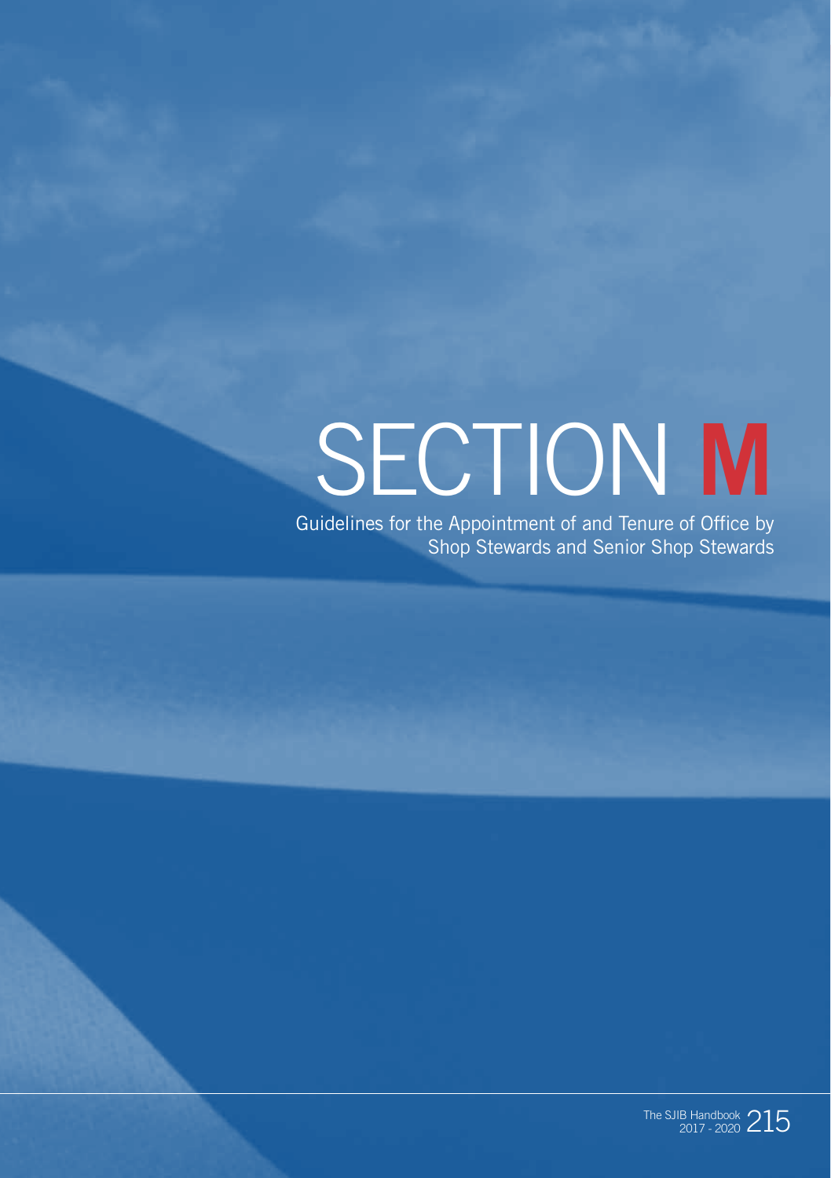# SECTION M

## Guidelines for the Appointment of and Tenure of Office by Shop Stewards and Senior Shop Stewards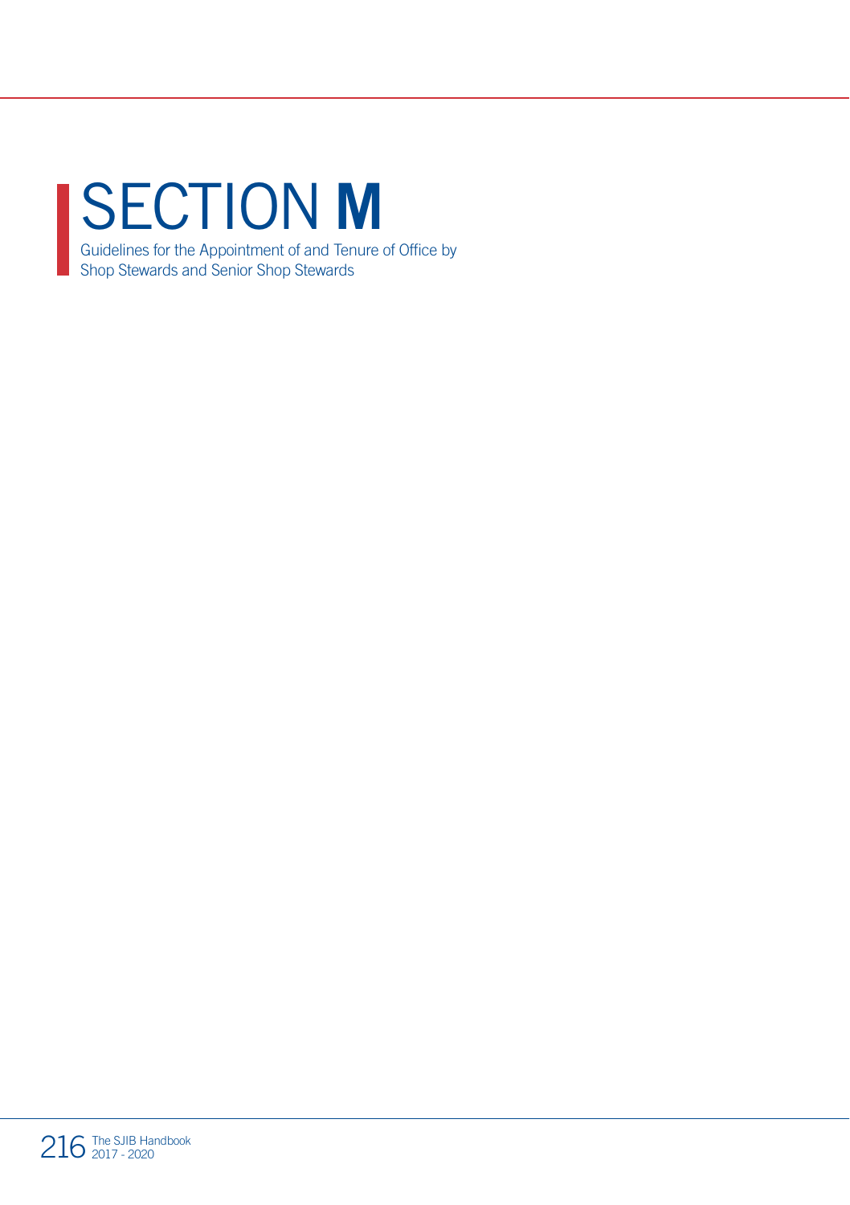# SECTION M

Guidelines for the Appointment of and Tenure of Office by Shop Stewards and Senior Shop Stewards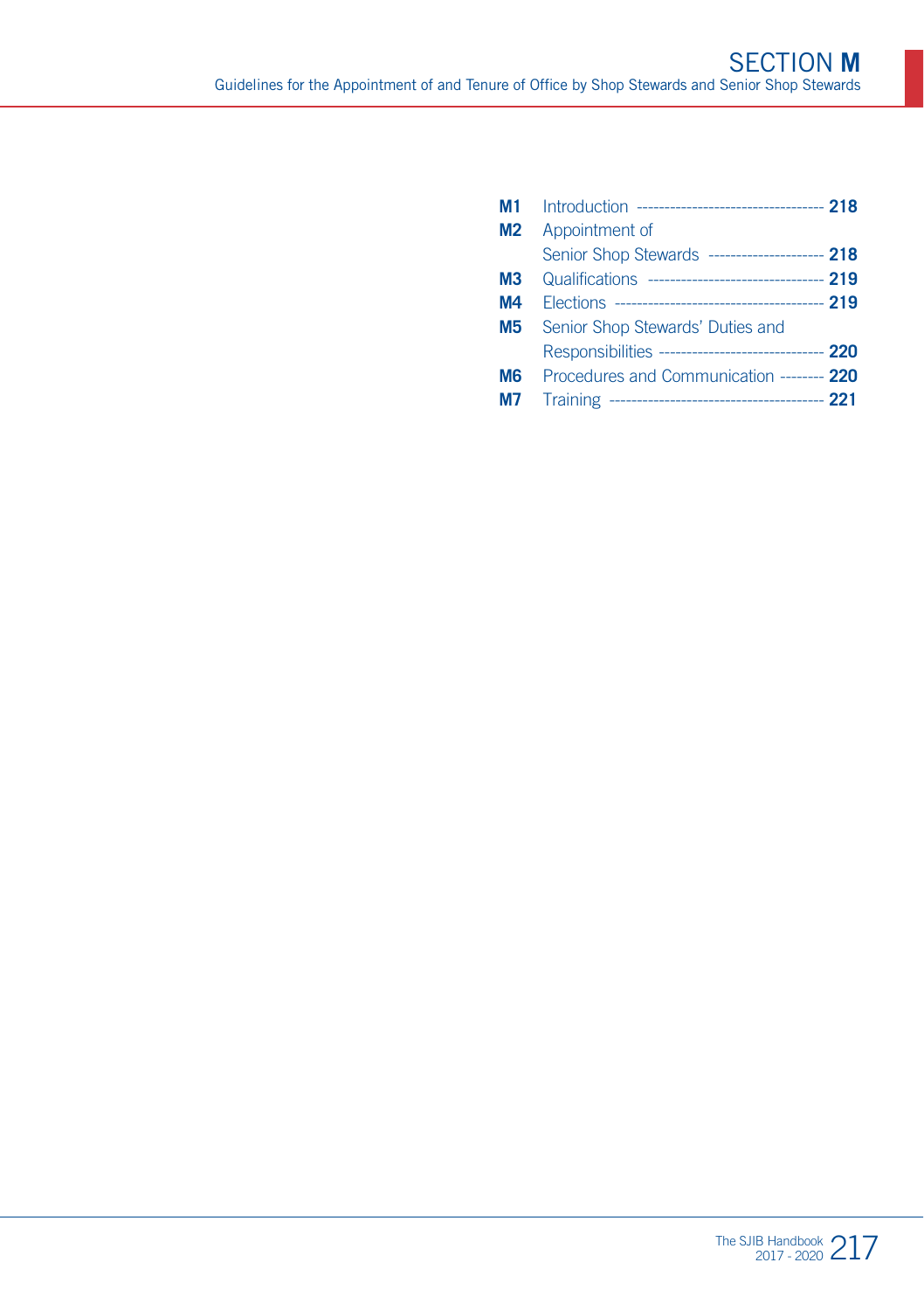# SECTION M

Guidelines for the Appointment of and Tenure of Office by Shop Stewards and Senior Shop Stewards

| | | |
|---|---|---|
| **M1** | Introduction | **218** |
| **M2** | Appointment of Senior Shop Stewards | **218** |
| **M3** | Qualifications | **219** |
| **M4** | Elections | **219** |
| **M5** | Senior Shop Stewards' Duties and Responsibilities | **220** |
| **M6** | Procedures and Communication | **220** |
| **M7** | Training | **221** |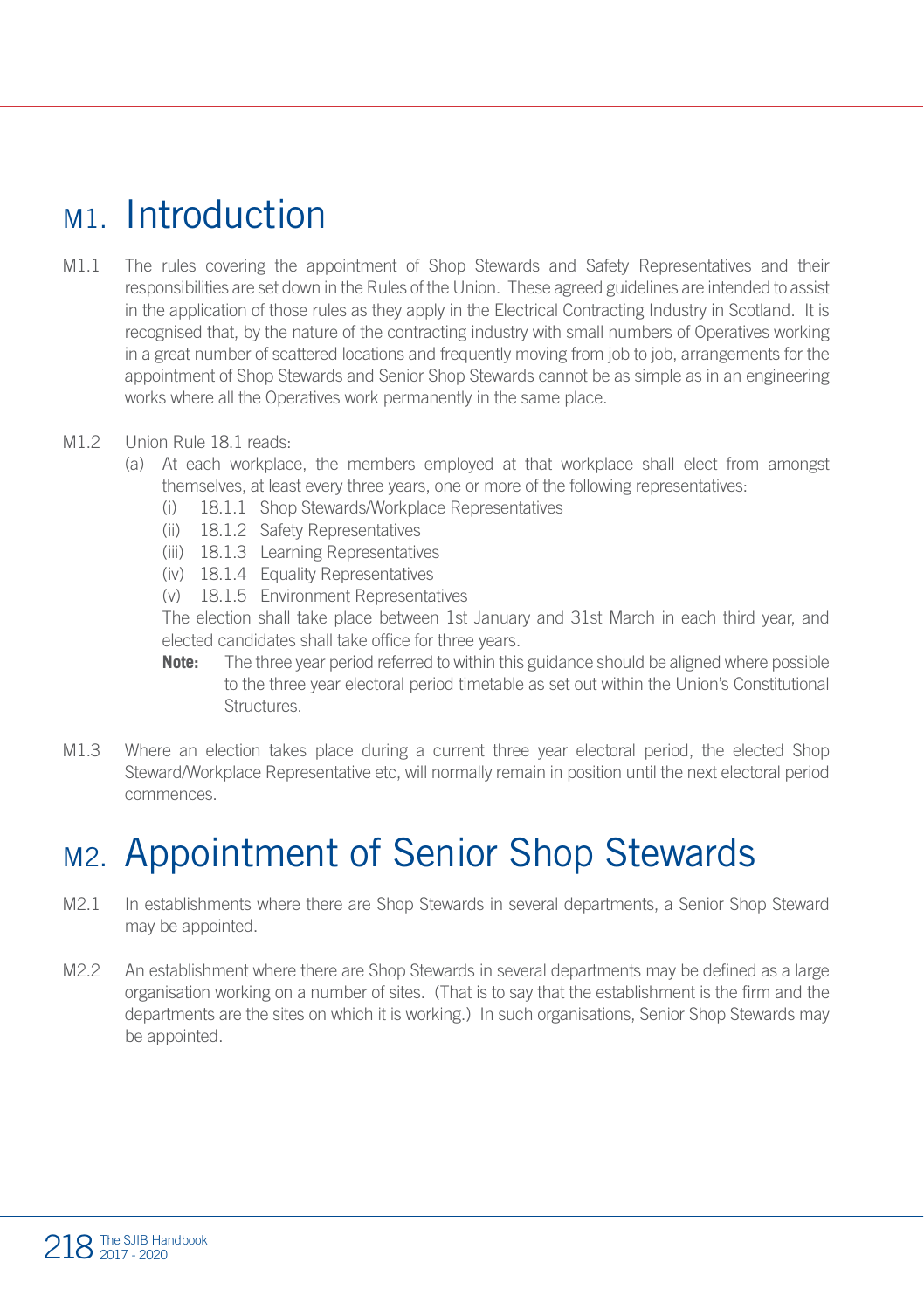# M1. Introduction

M1.1 The rules covering the appointment of Shop Stewards and Safety Representatives and their responsibilities are set down in the Rules of the Union. These agreed guidelines are intended to assist in the application of those rules as they apply in the Electrical Contracting Industry in Scotland. It is recognised that, by the nature of the contracting industry with small numbers of Operatives working in a great number of scattered locations and frequently moving from job to job, arrangements for the appointment of Shop Stewards and Senior Shop Stewards cannot be as simple as in an engineering works where all the Operatives work permanently in the same place.

M1.2 Union Rule 18.1 reads:

(a) At each workplace, the members employed at that workplace shall elect from amongst themselves, at least every three years, one or more of the following representatives:

- (i) 18.1.1 Shop Stewards/Workplace Representatives
- (ii) 18.1.2 Safety Representatives
- (iii) 18.1.3 Learning Representatives
- (iv) 18.1.4 Equality Representatives
- (v) 18.1.5 Environment Representatives

The election shall take place between 1st January and 31st March in each third year, and elected candidates shall take office for three years.

**Note:** The three year period referred to within this guidance should be aligned where possible to the three year electoral period timetable as set out within the Union's Constitutional Structures.

M1.3 Where an election takes place during a current three year electoral period, the elected Shop Steward/Workplace Representative etc, will normally remain in position until the next electoral period commences.

# M2. Appointment of Senior Shop Stewards

M2.1 In establishments where there are Shop Stewards in several departments, a Senior Shop Steward may be appointed.

M2.2 An establishment where there are Shop Stewards in several departments may be defined as a large organisation working on a number of sites. (That is to say that the establishment is the firm and the departments are the sites on which it is working.) In such organisations, Senior Shop Stewards may be appointed.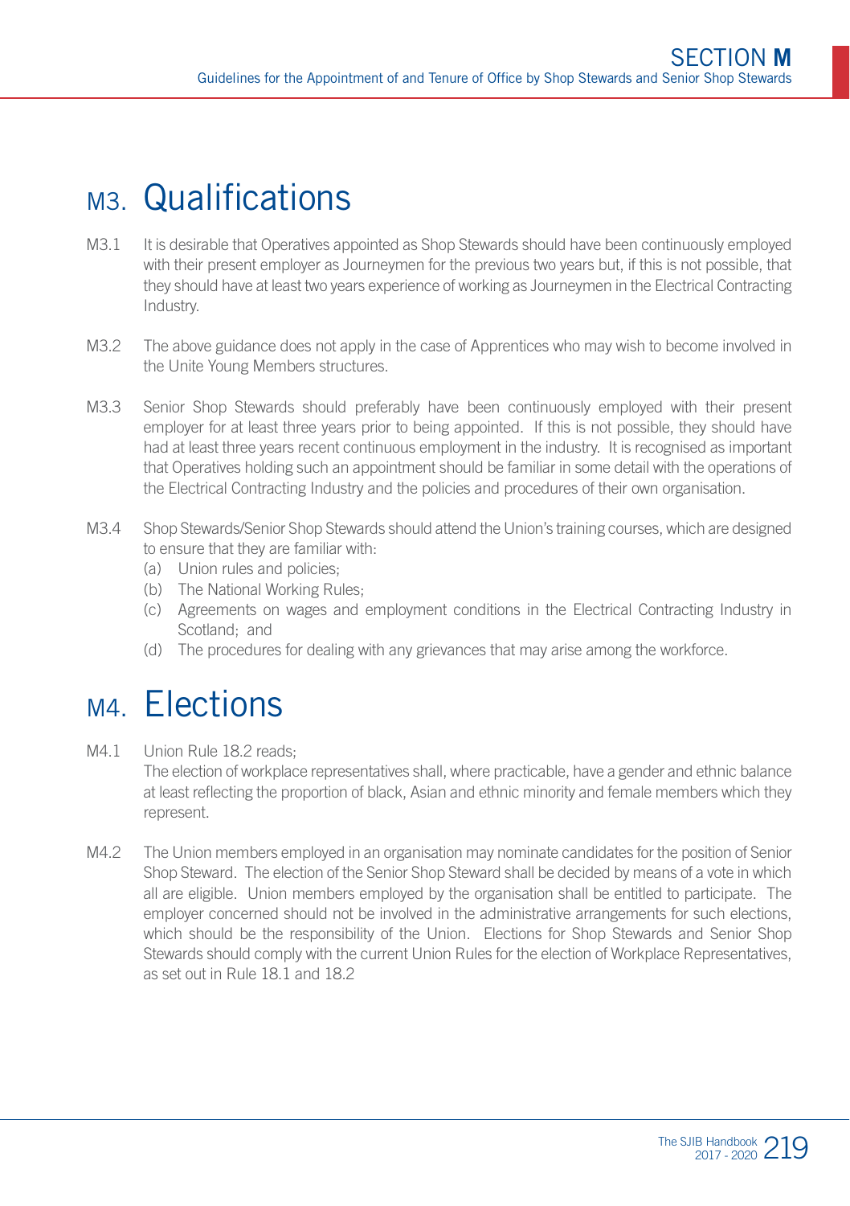## M3. Qualifications

M3.1 It is desirable that Operatives appointed as Shop Stewards should have been continuously employed with their present employer as Journeymen for the previous two years but, if this is not possible, that they should have at least two years experience of working as Journeymen in the Electrical Contracting Industry.

M3.2 The above guidance does not apply in the case of Apprentices who may wish to become involved in the Unite Young Members structures.

M3.3 Senior Shop Stewards should preferably have been continuously employed with their present employer for at least three years prior to being appointed. If this is not possible, they should have had at least three years recent continuous employment in the industry. It is recognised as important that Operatives holding such an appointment should be familiar in some detail with the operations of the Electrical Contracting Industry and the policies and procedures of their own organisation.

M3.4 Shop Stewards/Senior Shop Stewards should attend the Union's training courses, which are designed to ensure that they are familiar with:

(a) Union rules and policies;
(b) The National Working Rules;
(c) Agreements on wages and employment conditions in the Electrical Contracting Industry in Scotland; and
(d) The procedures for dealing with any grievances that may arise among the workforce.

## M4. Elections

M4.1 Union Rule 18.2 reads;
The election of workplace representatives shall, where practicable, have a gender and ethnic balance at least reflecting the proportion of black, Asian and ethnic minority and female members which they represent.

M4.2 The Union members employed in an organisation may nominate candidates for the position of Senior Shop Steward. The election of the Senior Shop Steward shall be decided by means of a vote in which all are eligible. Union members employed by the organisation shall be entitled to participate. The employer concerned should not be involved in the administrative arrangements for such elections, which should be the responsibility of the Union. Elections for Shop Stewards and Senior Shop Stewards should comply with the current Union Rules for the election of Workplace Representatives, as set out in Rule 18.1 and 18.2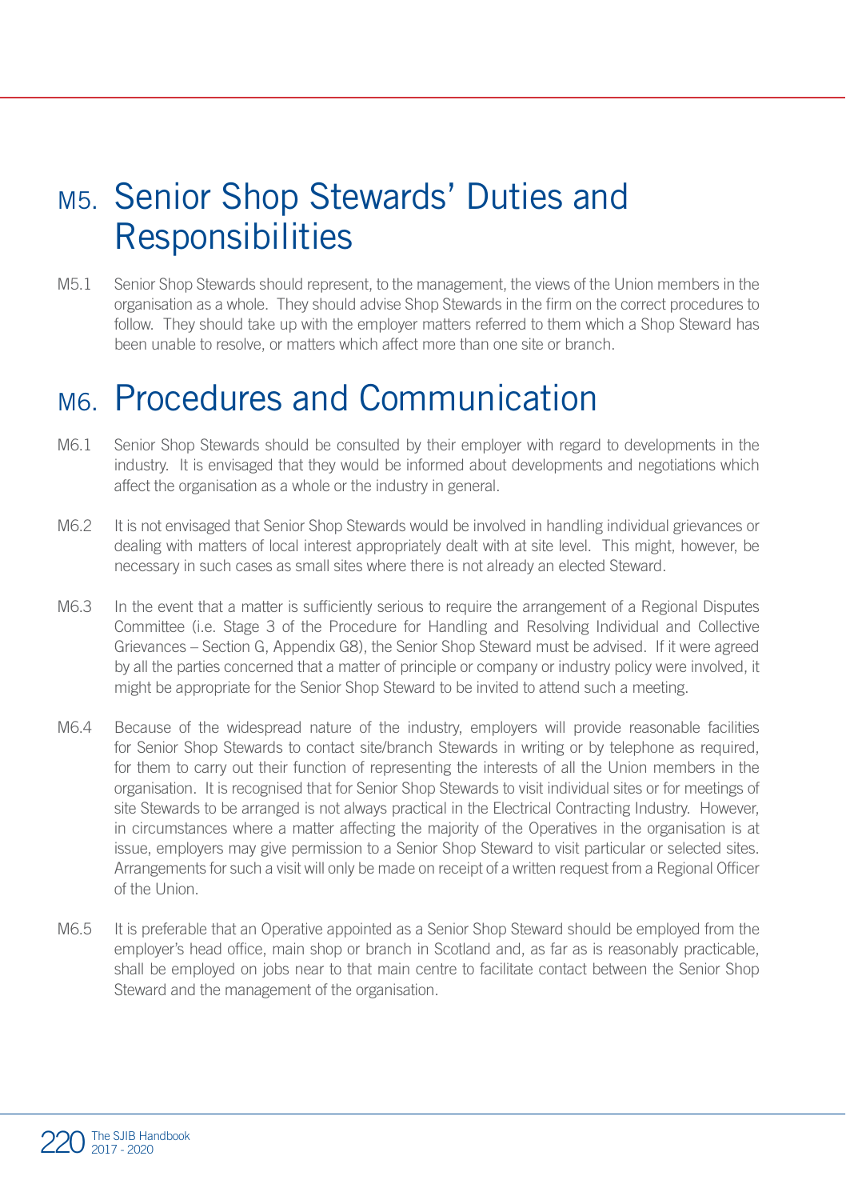# M5. Senior Shop Stewards' Duties and Responsibilities

M5.1 Senior Shop Stewards should represent, to the management, the views of the Union members in the organisation as a whole. They should advise Shop Stewards in the firm on the correct procedures to follow. They should take up with the employer matters referred to them which a Shop Steward has been unable to resolve, or matters which affect more than one site or branch.

# M6. Procedures and Communication

M6.1 Senior Shop Stewards should be consulted by their employer with regard to developments in the industry. It is envisaged that they would be informed about developments and negotiations which affect the organisation as a whole or the industry in general.

M6.2 It is not envisaged that Senior Shop Stewards would be involved in handling individual grievances or dealing with matters of local interest appropriately dealt with at site level. This might, however, be necessary in such cases as small sites where there is not already an elected Steward.

M6.3 In the event that a matter is sufficiently serious to require the arrangement of a Regional Disputes Committee (i.e. Stage 3 of the Procedure for Handling and Resolving Individual and Collective Grievances – Section G, Appendix G8), the Senior Shop Steward must be advised. If it were agreed by all the parties concerned that a matter of principle or company or industry policy were involved, it might be appropriate for the Senior Shop Steward to be invited to attend such a meeting.

M6.4 Because of the widespread nature of the industry, employers will provide reasonable facilities for Senior Shop Stewards to contact site/branch Stewards in writing or by telephone as required, for them to carry out their function of representing the interests of all the Union members in the organisation. It is recognised that for Senior Shop Stewards to visit individual sites or for meetings of site Stewards to be arranged is not always practical in the Electrical Contracting Industry. However, in circumstances where a matter affecting the majority of the Operatives in the organisation is at issue, employers may give permission to a Senior Shop Steward to visit particular or selected sites. Arrangements for such a visit will only be made on receipt of a written request from a Regional Officer of the Union.

M6.5 It is preferable that an Operative appointed as a Senior Shop Steward should be employed from the employer's head office, main shop or branch in Scotland and, as far as is reasonably practicable, shall be employed on jobs near to that main centre to facilitate contact between the Senior Shop Steward and the management of the organisation.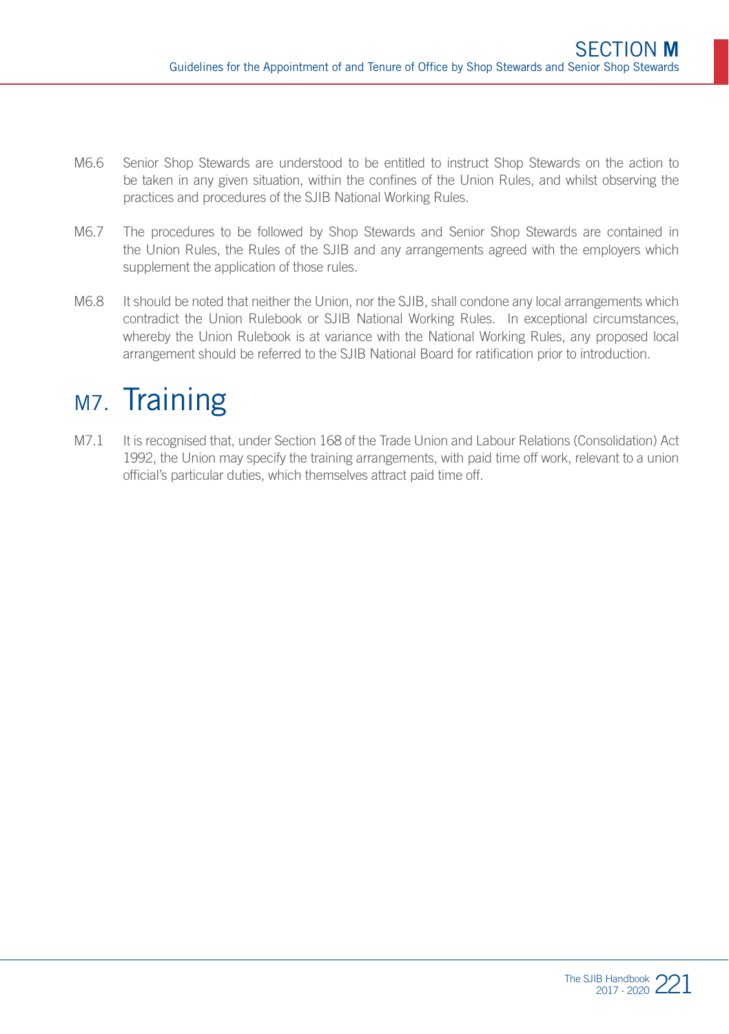M6.6 Senior Shop Stewards are understood to be entitled to instruct Shop Stewards on the action to be taken in any given situation, within the confines of the Union Rules, and whilst observing the practices and procedures of the SJIB National Working Rules.

M6.7 The procedures to be followed by Shop Stewards and Senior Shop Stewards are contained in the Union Rules, the Rules of the SJIB and any arrangements agreed with the employers which supplement the application of those rules.

M6.8 It should be noted that neither the Union, nor the SJIB, shall condone any local arrangements which contradict the Union Rulebook or SJIB National Working Rules. In exceptional circumstances, whereby the Union Rulebook is at variance with the National Working Rules, any proposed local arrangement should be referred to the SJIB National Board for ratification prior to introduction.

# M7. Training

M7.1 It is recognised that, under Section 168 of the Trade Union and Labour Relations (Consolidation) Act 1992, the Union may specify the training arrangements, with paid time off work, relevant to a union official's particular duties, which themselves attract paid time off.